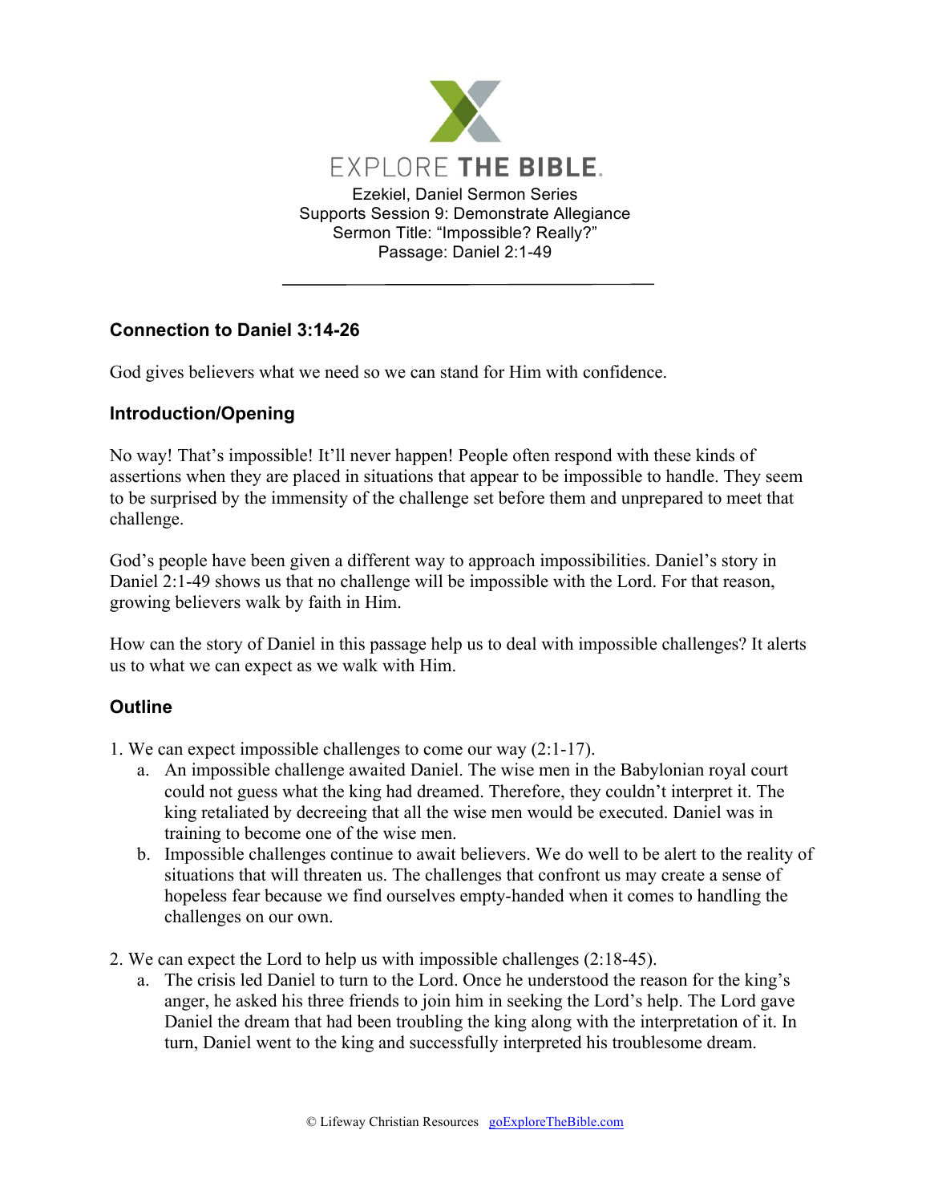# EXPLORE THE BIBLE.

Ezekiel, Daniel Sermon Series
Supports Session 9: Demonstrate Allegiance
Sermon Title: "Impossible? Really?"
Passage: Daniel 2:1-49

---

## Connection to Daniel 3:14-26

God gives believers what we need so we can stand for Him with confidence.

## Introduction/Opening

No way! That's impossible! It'll never happen! People often respond with these kinds of assertions when they are placed in situations that appear to be impossible to handle. They seem to be surprised by the immensity of the challenge set before them and unprepared to meet that challenge.

God's people have been given a different way to approach impossibilities. Daniel's story in Daniel 2:1-49 shows us that no challenge will be impossible with the Lord. For that reason, growing believers walk by faith in Him.

How can the story of Daniel in this passage help us to deal with impossible challenges? It alerts us to what we can expect as we walk with Him.

## Outline

1. We can expect impossible challenges to come our way (2:1-17).
   a. An impossible challenge awaited Daniel. The wise men in the Babylonian royal court could not guess what the king had dreamed. Therefore, they couldn't interpret it. The king retaliated by decreeing that all the wise men would be executed. Daniel was in training to become one of the wise men.
   b. Impossible challenges continue to await believers. We do well to be alert to the reality of situations that will threaten us. The challenges that confront us may create a sense of hopeless fear because we find ourselves empty-handed when it comes to handling the challenges on our own.

2. We can expect the Lord to help us with impossible challenges (2:18-45).
   a. The crisis led Daniel to turn to the Lord. Once he understood the reason for the king's anger, he asked his three friends to join him in seeking the Lord's help. The Lord gave Daniel the dream that had been troubling the king along with the interpretation of it. In turn, Daniel went to the king and successfully interpreted his troublesome dream.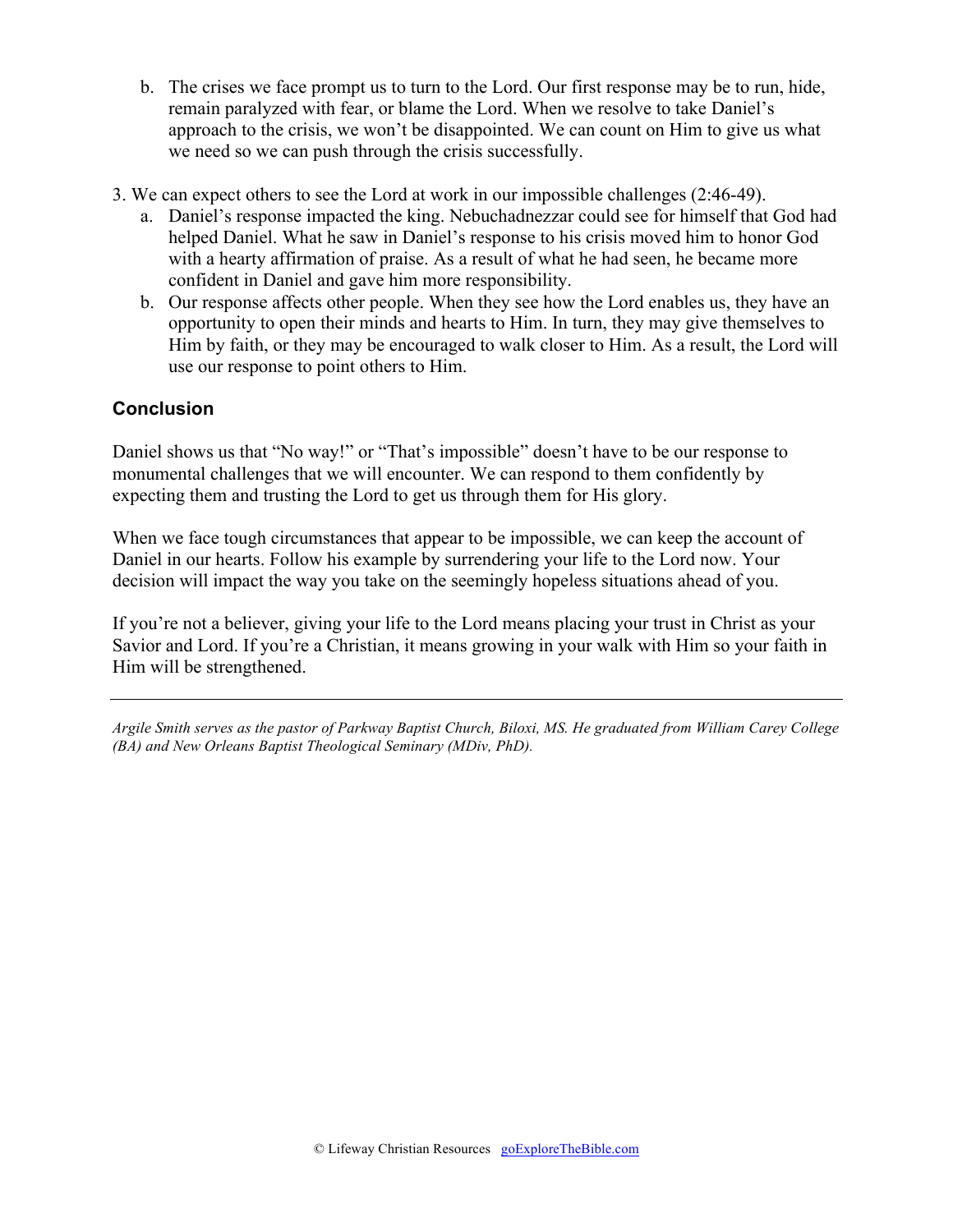b. The crises we face prompt us to turn to the Lord. Our first response may be to run, hide, remain paralyzed with fear, or blame the Lord. When we resolve to take Daniel's approach to the crisis, we won't be disappointed. We can count on Him to give us what we need so we can push through the crisis successfully.

3. We can expect others to see the Lord at work in our impossible challenges (2:46-49).
   a. Daniel's response impacted the king. Nebuchadnezzar could see for himself that God had helped Daniel. What he saw in Daniel's response to his crisis moved him to honor God with a hearty affirmation of praise. As a result of what he had seen, he became more confident in Daniel and gave him more responsibility.
   b. Our response affects other people. When they see how the Lord enables us, they have an opportunity to open their minds and hearts to Him. In turn, they may give themselves to Him by faith, or they may be encouraged to walk closer to Him. As a result, the Lord will use our response to point others to Him.

### Conclusion

Daniel shows us that "No way!" or "That's impossible" doesn't have to be our response to monumental challenges that we will encounter. We can respond to them confidently by expecting them and trusting the Lord to get us through them for His glory.

When we face tough circumstances that appear to be impossible, we can keep the account of Daniel in our hearts. Follow his example by surrendering your life to the Lord now. Your decision will impact the way you take on the seemingly hopeless situations ahead of you.

If you're not a believer, giving your life to the Lord means placing your trust in Christ as your Savior and Lord. If you're a Christian, it means growing in your walk with Him so your faith in Him will be strengthened.

---

*Argile Smith serves as the pastor of Parkway Baptist Church, Biloxi, MS. He graduated from William Carey College (BA) and New Orleans Baptist Theological Seminary (MDiv, PhD).*

© Lifeway Christian Resources goExploreTheBible.com